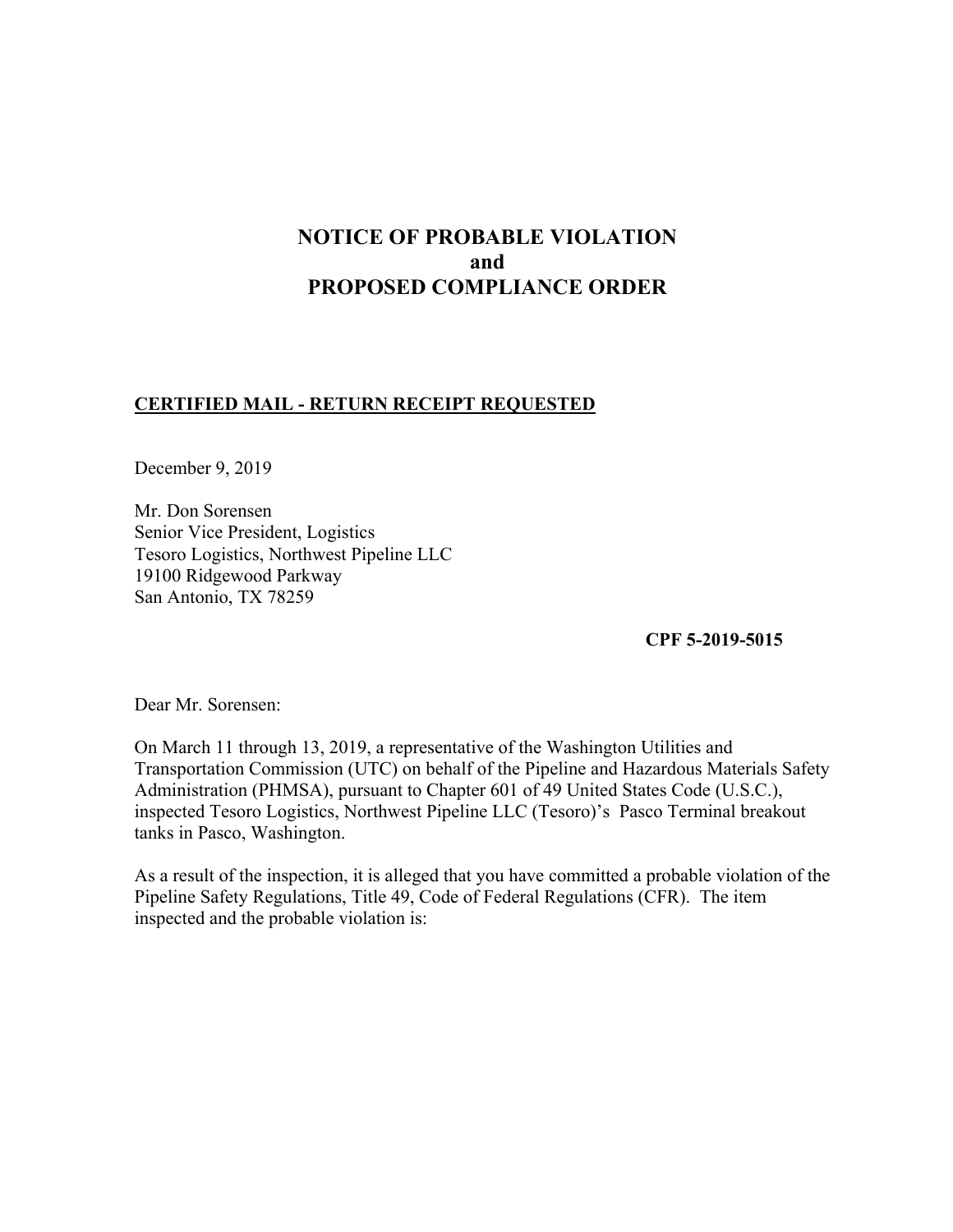# NOTICE OF PROBABLE VIOLATION
# and
# PROPOSED COMPLIANCE ORDER

**CERTIFIED MAIL - RETURN RECEIPT REQUESTED**

December 9, 2019

Mr. Don Sorensen
Senior Vice President, Logistics
Tesoro Logistics, Northwest Pipeline LLC
19100 Ridgewood Parkway
San Antonio, TX 78259

**CPF 5-2019-5015**

Dear Mr. Sorensen:

On March 11 through 13, 2019, a representative of the Washington Utilities and Transportation Commission (UTC) on behalf of the Pipeline and Hazardous Materials Safety Administration (PHMSA), pursuant to Chapter 601 of 49 United States Code (U.S.C.), inspected Tesoro Logistics, Northwest Pipeline LLC (Tesoro)'s Pasco Terminal breakout tanks in Pasco, Washington.

As a result of the inspection, it is alleged that you have committed a probable violation of the Pipeline Safety Regulations, Title 49, Code of Federal Regulations (CFR). The item inspected and the probable violation is: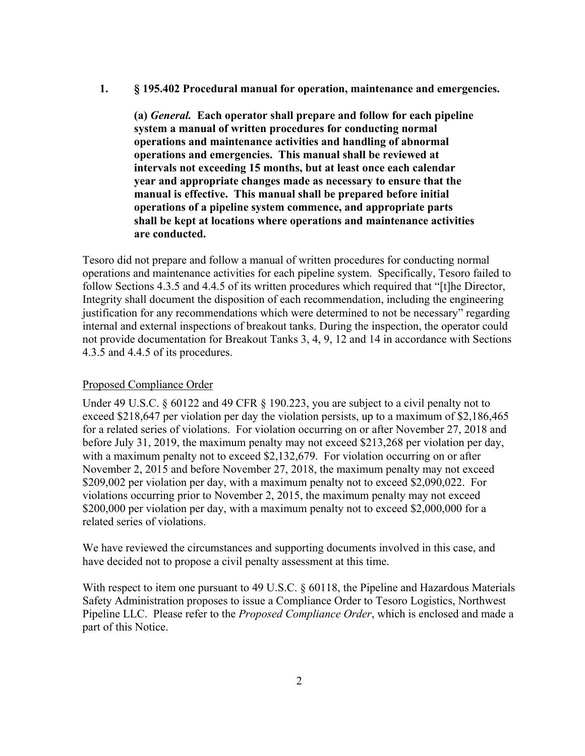**1. § 195.402 Procedural manual for operation, maintenance and emergencies.**

> **(a) *General.* Each operator shall prepare and follow for each pipeline system a manual of written procedures for conducting normal operations and maintenance activities and handling of abnormal operations and emergencies. This manual shall be reviewed at intervals not exceeding 15 months, but at least once each calendar year and appropriate changes made as necessary to ensure that the manual is effective. This manual shall be prepared before initial operations of a pipeline system commence, and appropriate parts shall be kept at locations where operations and maintenance activities are conducted.**

Tesoro did not prepare and follow a manual of written procedures for conducting normal operations and maintenance activities for each pipeline system. Specifically, Tesoro failed to follow Sections 4.3.5 and 4.4.5 of its written procedures which required that "[t]he Director, Integrity shall document the disposition of each recommendation, including the engineering justification for any recommendations which were determined to not be necessary" regarding internal and external inspections of breakout tanks. During the inspection, the operator could not provide documentation for Breakout Tanks 3, 4, 9, 12 and 14 in accordance with Sections 4.3.5 and 4.4.5 of its procedures.

<u>Proposed Compliance Order</u>

Under 49 U.S.C. § 60122 and 49 CFR § 190.223, you are subject to a civil penalty not to exceed $218,647 per violation per day the violation persists, up to a maximum of $2,186,465 for a related series of violations. For violation occurring on or after November 27, 2018 and before July 31, 2019, the maximum penalty may not exceed $213,268 per violation per day, with a maximum penalty not to exceed $2,132,679. For violation occurring on or after November 2, 2015 and before November 27, 2018, the maximum penalty may not exceed $209,002 per violation per day, with a maximum penalty not to exceed $2,090,022. For violations occurring prior to November 2, 2015, the maximum penalty may not exceed $200,000 per violation per day, with a maximum penalty not to exceed $2,000,000 for a related series of violations.

We have reviewed the circumstances and supporting documents involved in this case, and have decided not to propose a civil penalty assessment at this time.

With respect to item one pursuant to 49 U.S.C. § 60118, the Pipeline and Hazardous Materials Safety Administration proposes to issue a Compliance Order to Tesoro Logistics, Northwest Pipeline LLC. Please refer to the *Proposed Compliance Order*, which is enclosed and made a part of this Notice.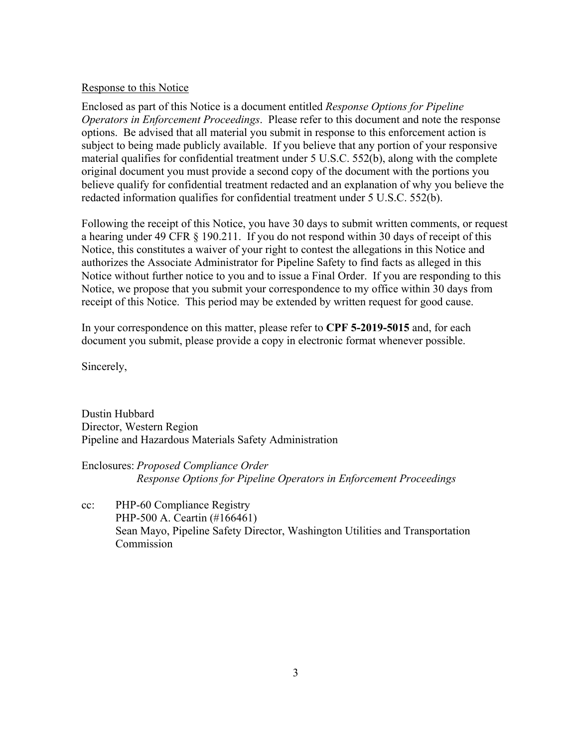<u>Response to this Notice</u>

Enclosed as part of this Notice is a document entitled *Response Options for Pipeline Operators in Enforcement Proceedings*. Please refer to this document and note the response options. Be advised that all material you submit in response to this enforcement action is subject to being made publicly available. If you believe that any portion of your responsive material qualifies for confidential treatment under 5 U.S.C. 552(b), along with the complete original document you must provide a second copy of the document with the portions you believe qualify for confidential treatment redacted and an explanation of why you believe the redacted information qualifies for confidential treatment under 5 U.S.C. 552(b).

Following the receipt of this Notice, you have 30 days to submit written comments, or request a hearing under 49 CFR § 190.211. If you do not respond within 30 days of receipt of this Notice, this constitutes a waiver of your right to contest the allegations in this Notice and authorizes the Associate Administrator for Pipeline Safety to find facts as alleged in this Notice without further notice to you and to issue a Final Order. If you are responding to this Notice, we propose that you submit your correspondence to my office within 30 days from receipt of this Notice. This period may be extended by written request for good cause.

In your correspondence on this matter, please refer to **CPF 5-2019-5015** and, for each document you submit, please provide a copy in electronic format whenever possible.

Sincerely,

Dustin Hubbard
Director, Western Region
Pipeline and Hazardous Materials Safety Administration

Enclosures: *Proposed Compliance Order*
*Response Options for Pipeline Operators in Enforcement Proceedings*

cc: PHP-60 Compliance Registry
PHP-500 A. Ceartin (#166461)
Sean Mayo, Pipeline Safety Director, Washington Utilities and Transportation Commission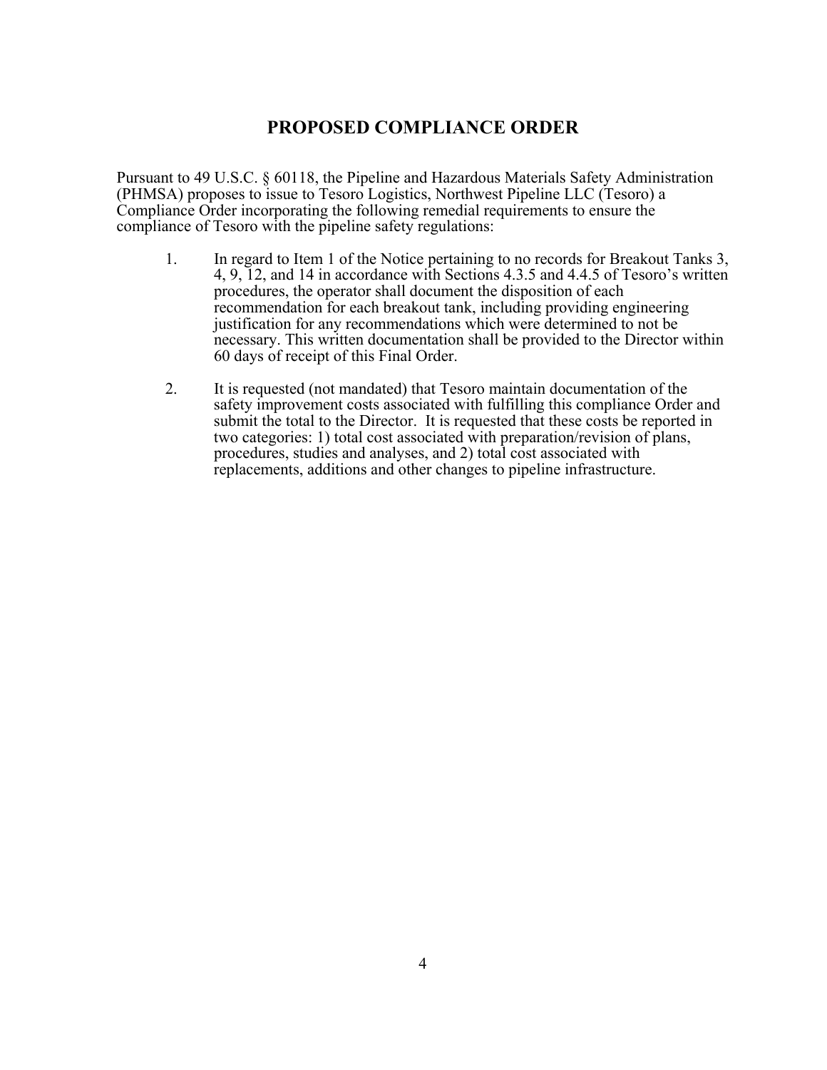## PROPOSED COMPLIANCE ORDER

Pursuant to 49 U.S.C. § 60118, the Pipeline and Hazardous Materials Safety Administration (PHMSA) proposes to issue to Tesoro Logistics, Northwest Pipeline LLC (Tesoro) a Compliance Order incorporating the following remedial requirements to ensure the compliance of Tesoro with the pipeline safety regulations:

1. In regard to Item 1 of the Notice pertaining to no records for Breakout Tanks 3, 4, 9, 12, and 14 in accordance with Sections 4.3.5 and 4.4.5 of Tesoro's written procedures, the operator shall document the disposition of each recommendation for each breakout tank, including providing engineering justification for any recommendations which were determined to not be necessary. This written documentation shall be provided to the Director within 60 days of receipt of this Final Order.

2. It is requested (not mandated) that Tesoro maintain documentation of the safety improvement costs associated with fulfilling this compliance Order and submit the total to the Director. It is requested that these costs be reported in two categories: 1) total cost associated with preparation/revision of plans, procedures, studies and analyses, and 2) total cost associated with replacements, additions and other changes to pipeline infrastructure.